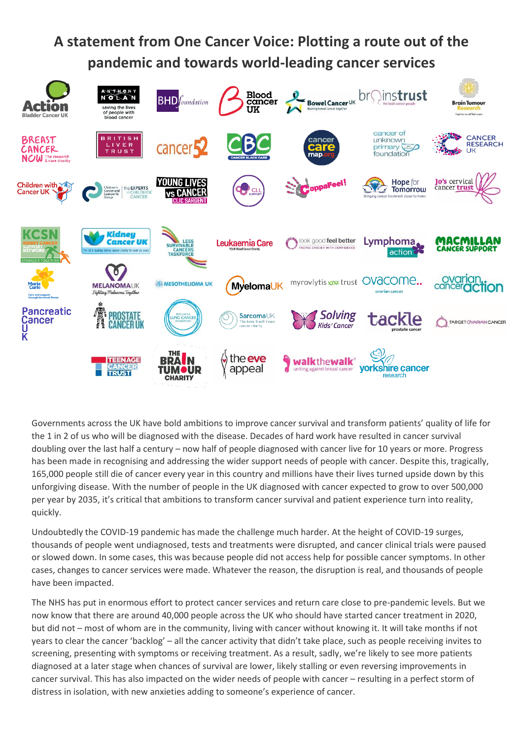# A statement from One Cancer Voice: Plotting a route out of the pandemic and towards world-leading cancer services

Governments across the UK have bold ambitions to improve cancer survival and transform patients' quality of life for the 1 in 2 of us who will be diagnosed with the disease. Decades of hard work have resulted in cancer survival doubling over the last half a century – now half of people diagnosed with cancer live for 10 years or more. Progress has been made in recognising and addressing the wider support needs of people with cancer. Despite this, tragically, 165,000 people still die of cancer every year in this country and millions have their lives turned upside down by this unforgiving disease. With the number of people in the UK diagnosed with cancer expected to grow to over 500,000 per year by 2035, it's critical that ambitions to transform cancer survival and patient experience turn into reality, quickly.

Undoubtedly the COVID-19 pandemic has made the challenge much harder. At the height of COVID-19 surges, thousands of people went undiagnosed, tests and treatments were disrupted, and cancer clinical trials were paused or slowed down. In some cases, this was because people did not access help for possible cancer symptoms. In other cases, changes to cancer services were made. Whatever the reason, the disruption is real, and thousands of people have been impacted.

The NHS has put in enormous effort to protect cancer services and return care close to pre-pandemic levels. But we now know that there are around 40,000 people across the UK who should have started cancer treatment in 2020, but did not – most of whom are in the community, living with cancer without knowing it. It will take months if not years to clear the cancer 'backlog' – all the cancer activity that didn't take place, such as people receiving invites to screening, presenting with symptoms or receiving treatment. As a result, sadly, we're likely to see more patients diagnosed at a later stage when chances of survival are lower, likely stalling or even reversing improvements in cancer survival. This has also impacted on the wider needs of people with cancer – resulting in a perfect storm of distress in isolation, with new anxieties adding to someone's experience of cancer.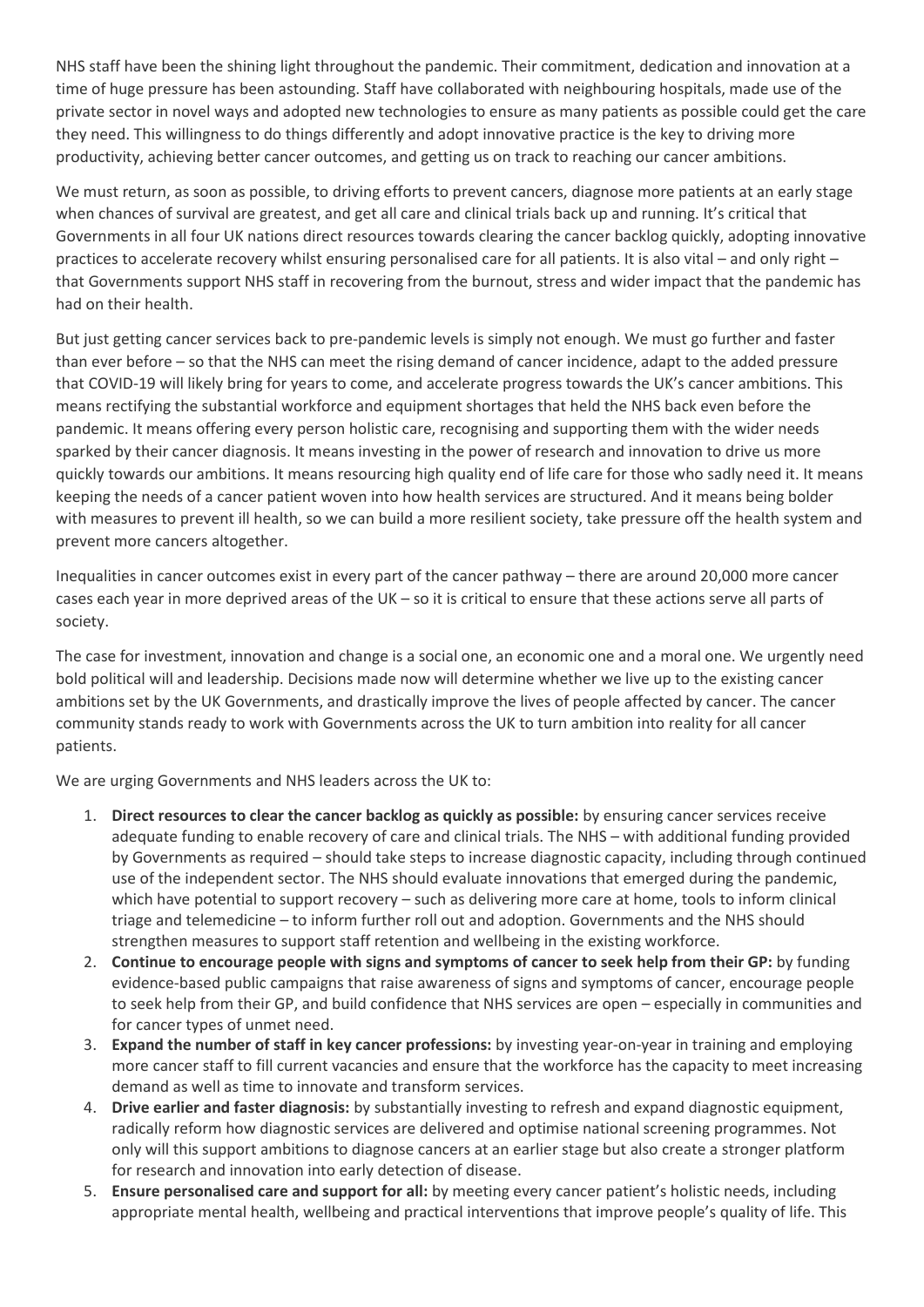NHS staff have been the shining light throughout the pandemic. Their commitment, dedication and innovation at a time of huge pressure has been astounding. Staff have collaborated with neighbouring hospitals, made use of the private sector in novel ways and adopted new technologies to ensure as many patients as possible could get the care they need. This willingness to do things differently and adopt innovative practice is the key to driving more productivity, achieving better cancer outcomes, and getting us on track to reaching our cancer ambitions.

We must return, as soon as possible, to driving efforts to prevent cancers, diagnose more patients at an early stage when chances of survival are greatest, and get all care and clinical trials back up and running. It's critical that Governments in all four UK nations direct resources towards clearing the cancer backlog quickly, adopting innovative practices to accelerate recovery whilst ensuring personalised care for all patients. It is also vital – and only right – that Governments support NHS staff in recovering from the burnout, stress and wider impact that the pandemic has had on their health.

But just getting cancer services back to pre-pandemic levels is simply not enough. We must go further and faster than ever before – so that the NHS can meet the rising demand of cancer incidence, adapt to the added pressure that COVID-19 will likely bring for years to come, and accelerate progress towards the UK's cancer ambitions. This means rectifying the substantial workforce and equipment shortages that held the NHS back even before the pandemic. It means offering every person holistic care, recognising and supporting them with the wider needs sparked by their cancer diagnosis. It means investing in the power of research and innovation to drive us more quickly towards our ambitions. It means resourcing high quality end of life care for those who sadly need it. It means keeping the needs of a cancer patient woven into how health services are structured. And it means being bolder with measures to prevent ill health, so we can build a more resilient society, take pressure off the health system and prevent more cancers altogether.

Inequalities in cancer outcomes exist in every part of the cancer pathway – there are around 20,000 more cancer cases each year in more deprived areas of the UK – so it is critical to ensure that these actions serve all parts of society.

The case for investment, innovation and change is a social one, an economic one and a moral one. We urgently need bold political will and leadership. Decisions made now will determine whether we live up to the existing cancer ambitions set by the UK Governments, and drastically improve the lives of people affected by cancer. The cancer community stands ready to work with Governments across the UK to turn ambition into reality for all cancer patients.

We are urging Governments and NHS leaders across the UK to:

1. **Direct resources to clear the cancer backlog as quickly as possible:** by ensuring cancer services receive adequate funding to enable recovery of care and clinical trials. The NHS – with additional funding provided by Governments as required – should take steps to increase diagnostic capacity, including through continued use of the independent sector. The NHS should evaluate innovations that emerged during the pandemic, which have potential to support recovery – such as delivering more care at home, tools to inform clinical triage and telemedicine – to inform further roll out and adoption. Governments and the NHS should strengthen measures to support staff retention and wellbeing in the existing workforce.
2. **Continue to encourage people with signs and symptoms of cancer to seek help from their GP:** by funding evidence-based public campaigns that raise awareness of signs and symptoms of cancer, encourage people to seek help from their GP, and build confidence that NHS services are open – especially in communities and for cancer types of unmet need.
3. **Expand the number of staff in key cancer professions:** by investing year-on-year in training and employing more cancer staff to fill current vacancies and ensure that the workforce has the capacity to meet increasing demand as well as time to innovate and transform services.
4. **Drive earlier and faster diagnosis:** by substantially investing to refresh and expand diagnostic equipment, radically reform how diagnostic services are delivered and optimise national screening programmes. Not only will this support ambitions to diagnose cancers at an earlier stage but also create a stronger platform for research and innovation into early detection of disease.
5. **Ensure personalised care and support for all:** by meeting every cancer patient's holistic needs, including appropriate mental health, wellbeing and practical interventions that improve people's quality of life. This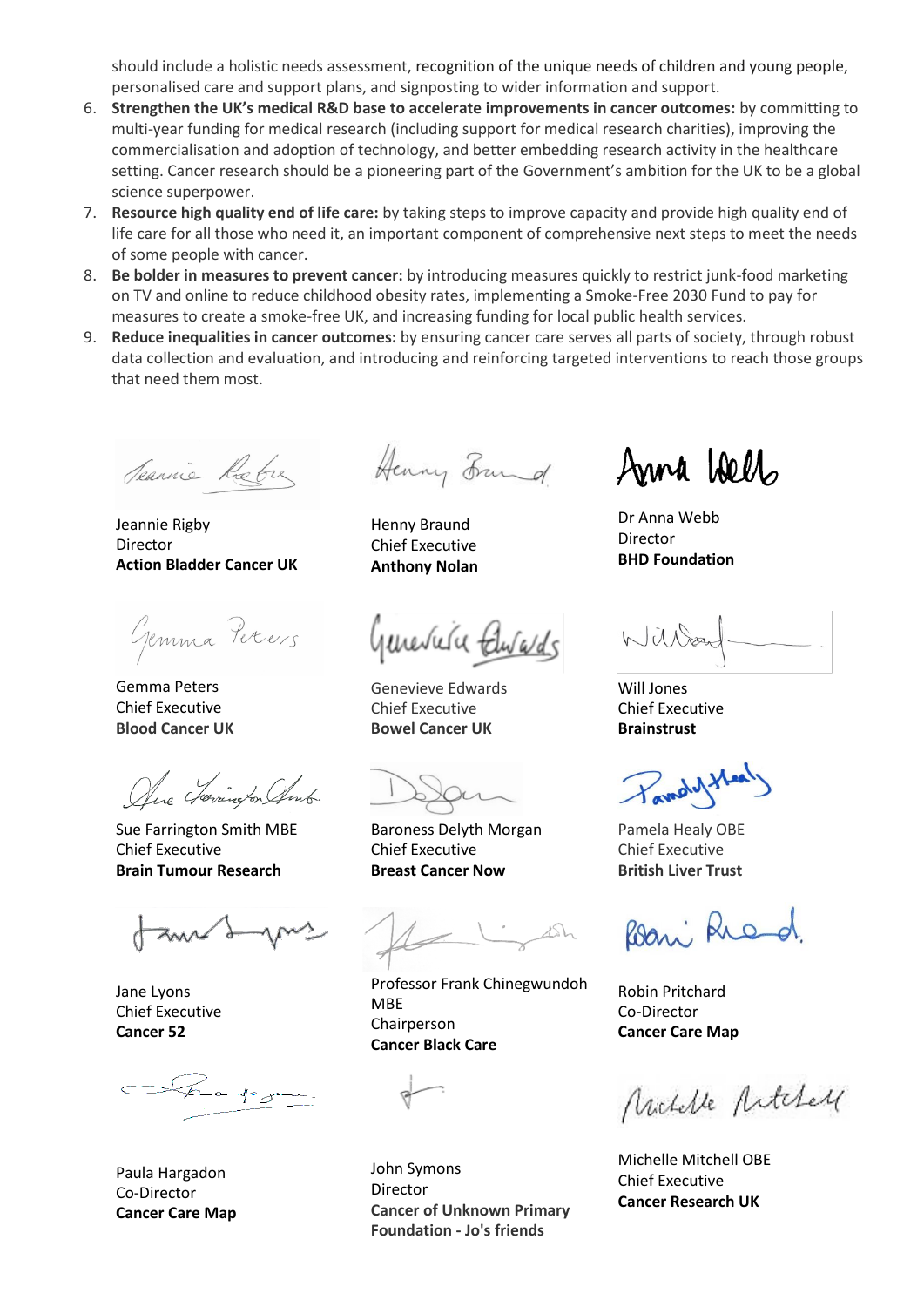should include a holistic needs assessment, recognition of the unique needs of children and young people, personalised care and support plans, and signposting to wider information and support.

6. **Strengthen the UK's medical R&D base to accelerate improvements in cancer outcomes:** by committing to multi-year funding for medical research (including support for medical research charities), improving the commercialisation and adoption of technology, and better embedding research activity in the healthcare setting. Cancer research should be a pioneering part of the Government's ambition for the UK to be a global science superpower.
7. **Resource high quality end of life care:** by taking steps to improve capacity and provide high quality end of life care for all those who need it, an important component of comprehensive next steps to meet the needs of some people with cancer.
8. **Be bolder in measures to prevent cancer:** by introducing measures quickly to restrict junk-food marketing on TV and online to reduce childhood obesity rates, implementing a Smoke-Free 2030 Fund to pay for measures to create a smoke-free UK, and increasing funding for local public health services.
9. **Reduce inequalities in cancer outcomes:** by ensuring cancer care serves all parts of society, through robust data collection and evaluation, and introducing and reinforcing targeted interventions to reach those groups that need them most.

Jeannie Rigby
Director
**Action Bladder Cancer UK**

Henny Braund
Chief Executive
**Anthony Nolan**

Dr Anna Webb
Director
**BHD Foundation**

Gemma Peters
Chief Executive
**Blood Cancer UK**

Genevieve Edwards
Chief Executive
**Bowel Cancer UK**

Will Jones
Chief Executive
**Brainstrust**

Sue Farrington Smith MBE
Chief Executive
**Brain Tumour Research**

Baroness Delyth Morgan
Chief Executive
**Breast Cancer Now**

Pamela Healy OBE
Chief Executive
**British Liver Trust**

Jane Lyons
Chief Executive
**Cancer 52**

Professor Frank Chinegwundoh MBE
Chairperson
**Cancer Black Care**

Robin Pritchard
Co-Director
**Cancer Care Map**

Paula Hargadon
Co-Director
**Cancer Care Map**

John Symons
Director
**Cancer of Unknown Primary Foundation - Jo's friends**

Michelle Mitchell OBE
Chief Executive
**Cancer Research UK**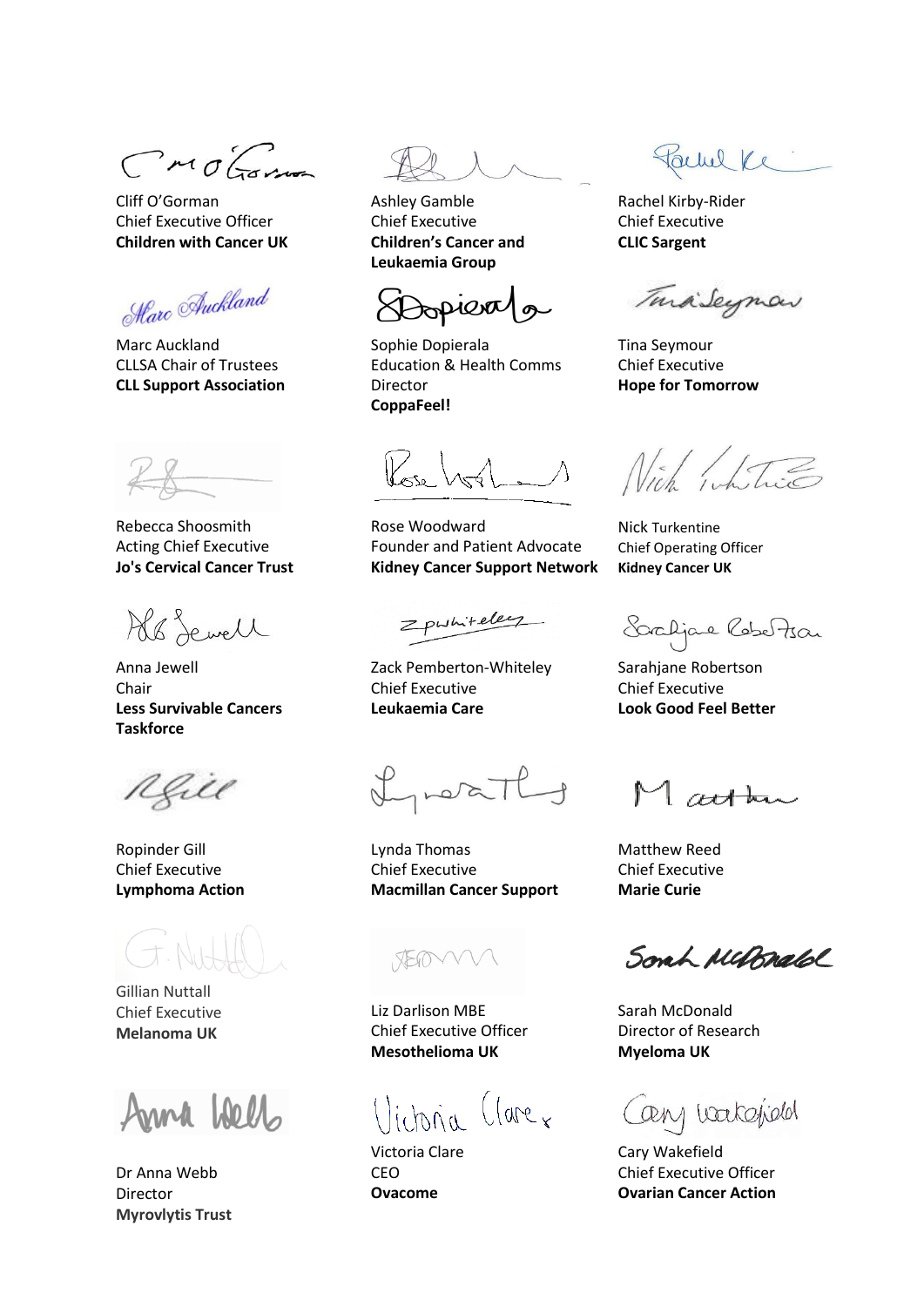Cliff O'Gorman
Chief Executive Officer
**Children with Cancer UK**

Ashley Gamble
Chief Executive
**Children's Cancer and Leukaemia Group**

Rachel Kirby-Rider
Chief Executive
**CLIC Sargent**

Marc Auckland
CLLSA Chair of Trustees
**CLL Support Association**

Sophie Dopierala
Education & Health Comms Director
**CoppaFeel!**

Tina Seymour
Chief Executive
**Hope for Tomorrow**

Rebecca Shoosmith
Acting Chief Executive
**Jo's Cervical Cancer Trust**

Rose Woodward
Founder and Patient Advocate
**Kidney Cancer Support Network**

Nick Turkentine
Chief Operating Officer
**Kidney Cancer UK**

Anna Jewell
Chair
**Less Survivable Cancers Taskforce**

Zack Pemberton-Whiteley
Chief Executive
**Leukaemia Care**

Sarahjane Robertson
Chief Executive
**Look Good Feel Better**

Ropinder Gill
Chief Executive
**Lymphoma Action**

Lynda Thomas
Chief Executive
**Macmillan Cancer Support**

Matthew Reed
Chief Executive
**Marie Curie**

Gillian Nuttall
Chief Executive
**Melanoma UK**

Liz Darlison MBE
Chief Executive Officer
**Mesothelioma UK**

Sarah McDonald
Director of Research
**Myeloma UK**

Dr Anna Webb
Director
**Myrovlytis Trust**

Victoria Clare
CEO
**Ovacome**

Cary Wakefield
Chief Executive Officer
**Ovarian Cancer Action**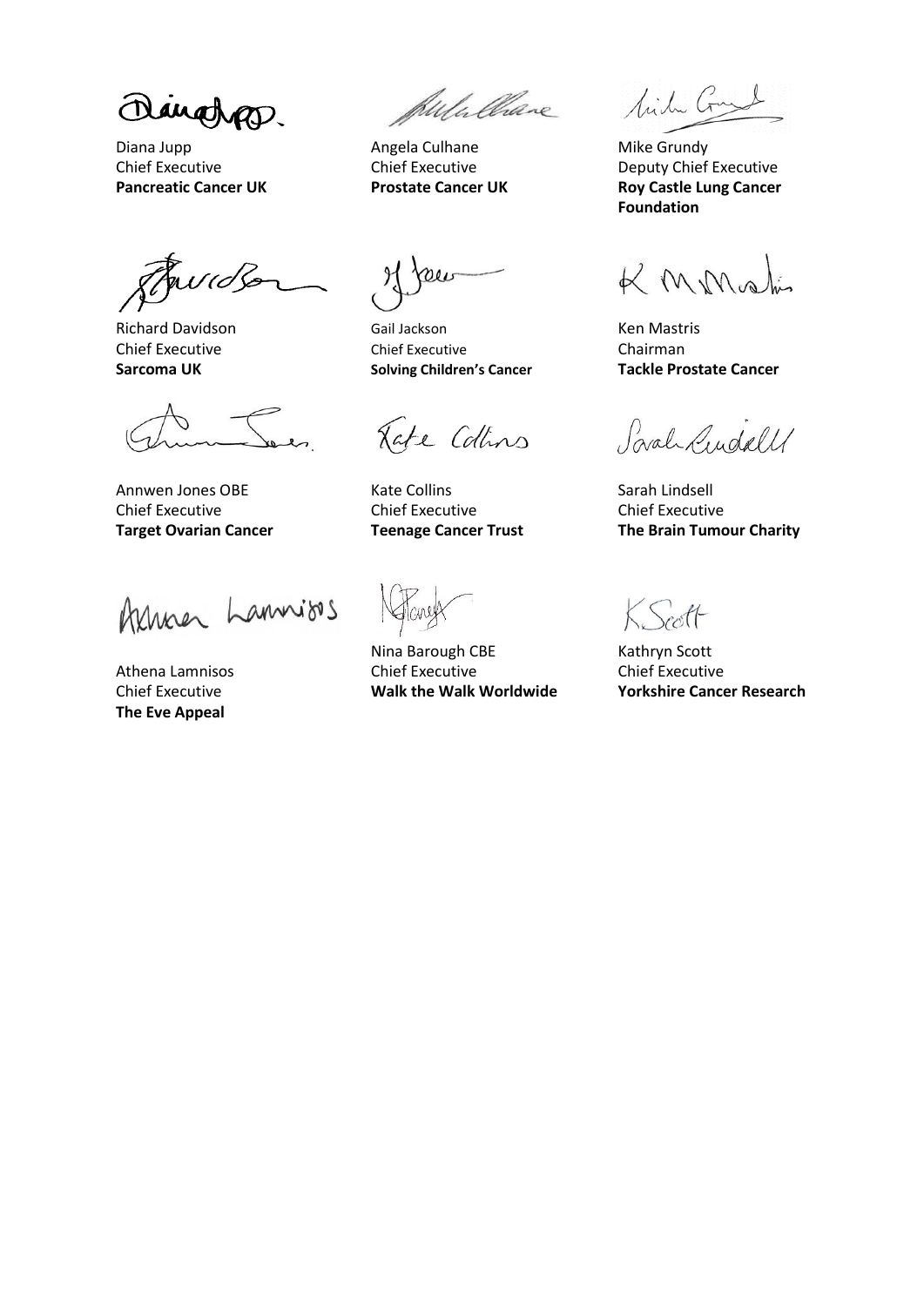Diana Jupp
Chief Executive
**Pancreatic Cancer UK**

Angela Culhane
Chief Executive
**Prostate Cancer UK**

Mike Grundy
Deputy Chief Executive
**Roy Castle Lung Cancer Foundation**

Richard Davidson
Chief Executive
**Sarcoma UK**

Gail Jackson
Chief Executive
**Solving Children's Cancer**

Ken Mastris
Chairman
**Tackle Prostate Cancer**

Annwen Jones OBE
Chief Executive
**Target Ovarian Cancer**

Kate Collins
Chief Executive
**Teenage Cancer Trust**

Sarah Lindsell
Chief Executive
**The Brain Tumour Charity**

Athena Lamnisos
Chief Executive
**The Eve Appeal**

Nina Barough CBE
Chief Executive
**Walk the Walk Worldwide**

Kathryn Scott
Chief Executive
**Yorkshire Cancer Research**